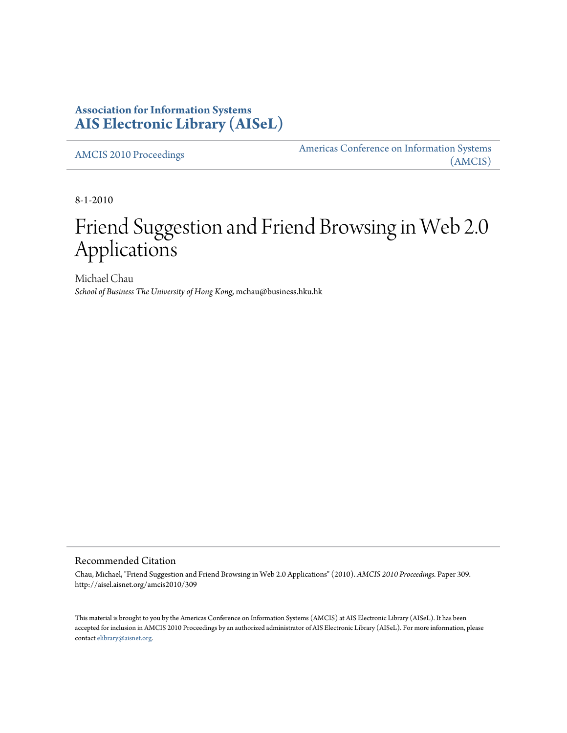**Association for Information Systems**
**AIS Electronic Library (AISeL)**

AMCIS 2010 Proceedings

Americas Conference on Information Systems (AMCIS)

8-1-2010

# Friend Suggestion and Friend Browsing in Web 2.0 Applications

Michael Chau
*School of Business The University of Hong Kong*, mchau@business.hku.hk

## Recommended Citation

Chau, Michael, "Friend Suggestion and Friend Browsing in Web 2.0 Applications" (2010). *AMCIS 2010 Proceedings.* Paper 309.
http://aisel.aisnet.org/amcis2010/309

This material is brought to you by the Americas Conference on Information Systems (AMCIS) at AIS Electronic Library (AISeL). It has been accepted for inclusion in AMCIS 2010 Proceedings by an authorized administrator of AIS Electronic Library (AISeL). For more information, please contact elibrary@aisnet.org.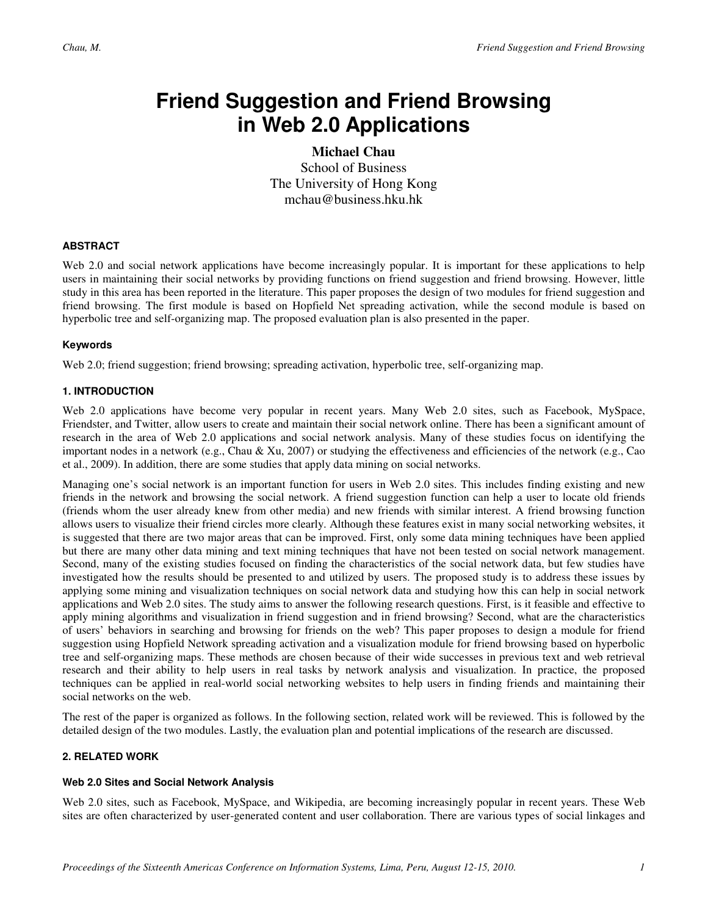# Friend Suggestion and Friend Browsing in Web 2.0 Applications

**Michael Chau**
School of Business
The University of Hong Kong
mchau@business.hku.hk

### ABSTRACT

Web 2.0 and social network applications have become increasingly popular. It is important for these applications to help users in maintaining their social networks by providing functions on friend suggestion and friend browsing. However, little study in this area has been reported in the literature. This paper proposes the design of two modules for friend suggestion and friend browsing. The first module is based on Hopfield Net spreading activation, while the second module is based on hyperbolic tree and self-organizing map. The proposed evaluation plan is also presented in the paper.

### Keywords

Web 2.0; friend suggestion; friend browsing; spreading activation, hyperbolic tree, self-organizing map.

### 1. INTRODUCTION

Web 2.0 applications have become very popular in recent years. Many Web 2.0 sites, such as Facebook, MySpace, Friendster, and Twitter, allow users to create and maintain their social network online. There has been a significant amount of research in the area of Web 2.0 applications and social network analysis. Many of these studies focus on identifying the important nodes in a network (e.g., Chau & Xu, 2007) or studying the effectiveness and efficiencies of the network (e.g., Cao et al., 2009). In addition, there are some studies that apply data mining on social networks.

Managing one's social network is an important function for users in Web 2.0 sites. This includes finding existing and new friends in the network and browsing the social network. A friend suggestion function can help a user to locate old friends (friends whom the user already knew from other media) and new friends with similar interest. A friend browsing function allows users to visualize their friend circles more clearly. Although these features exist in many social networking websites, it is suggested that there are two major areas that can be improved. First, only some data mining techniques have been applied but there are many other data mining and text mining techniques that have not been tested on social network management. Second, many of the existing studies focused on finding the characteristics of the social network data, but few studies have investigated how the results should be presented to and utilized by users. The proposed study is to address these issues by applying some mining and visualization techniques on social network data and studying how this can help in social network applications and Web 2.0 sites. The study aims to answer the following research questions. First, is it feasible and effective to apply mining algorithms and visualization in friend suggestion and in friend browsing? Second, what are the characteristics of users' behaviors in searching and browsing for friends on the web? This paper proposes to design a module for friend suggestion using Hopfield Network spreading activation and a visualization module for friend browsing based on hyperbolic tree and self-organizing maps. These methods are chosen because of their wide successes in previous text and web retrieval research and their ability to help users in real tasks by network analysis and visualization. In practice, the proposed techniques can be applied in real-world social networking websites to help users in finding friends and maintaining their social networks on the web.

The rest of the paper is organized as follows. In the following section, related work will be reviewed. This is followed by the detailed design of the two modules. Lastly, the evaluation plan and potential implications of the research are discussed.

### 2. RELATED WORK

#### Web 2.0 Sites and Social Network Analysis

Web 2.0 sites, such as Facebook, MySpace, and Wikipedia, are becoming increasingly popular in recent years. These Web sites are often characterized by user-generated content and user collaboration. There are various types of social linkages and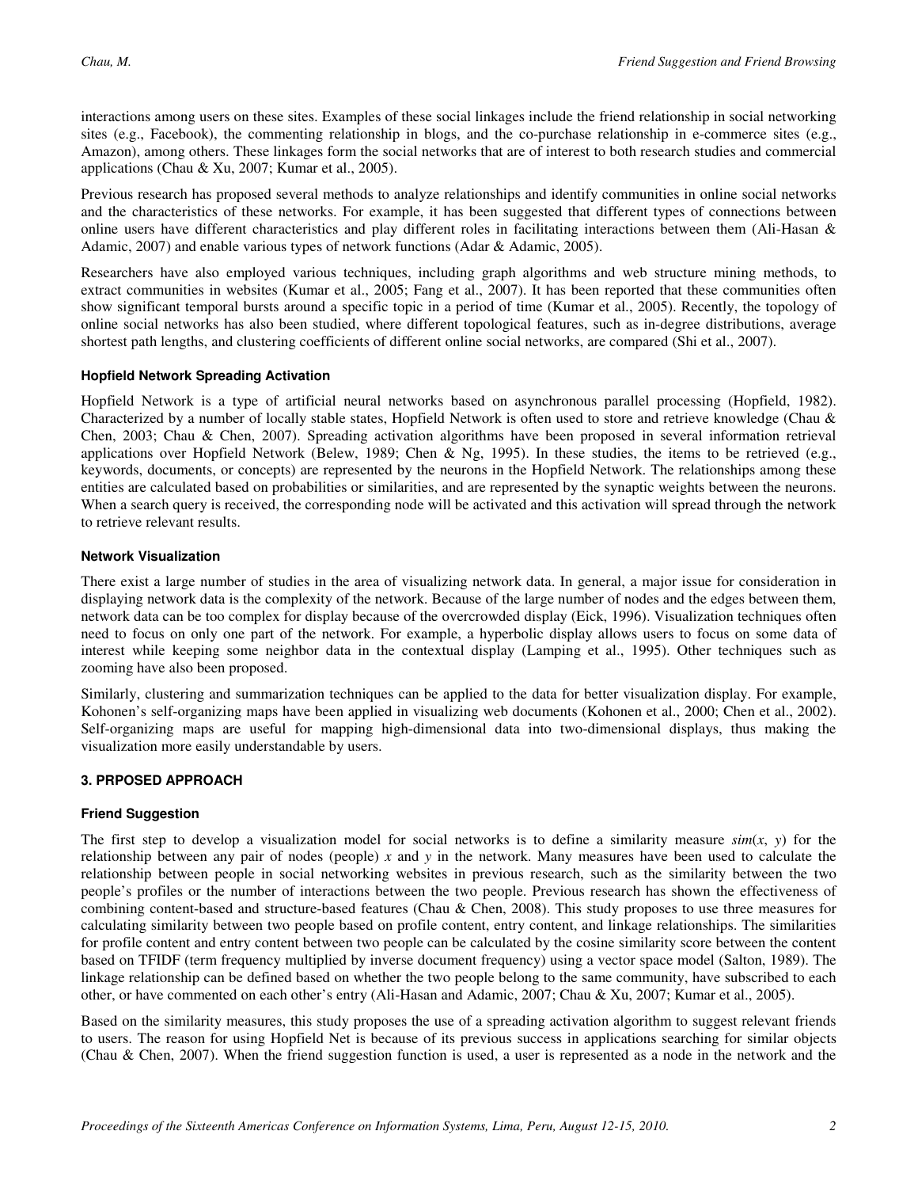interactions among users on these sites. Examples of these social linkages include the friend relationship in social networking sites (e.g., Facebook), the commenting relationship in blogs, and the co-purchase relationship in e-commerce sites (e.g., Amazon), among others. These linkages form the social networks that are of interest to both research studies and commercial applications (Chau & Xu, 2007; Kumar et al., 2005).

Previous research has proposed several methods to analyze relationships and identify communities in online social networks and the characteristics of these networks. For example, it has been suggested that different types of connections between online users have different characteristics and play different roles in facilitating interactions between them (Ali-Hasan & Adamic, 2007) and enable various types of network functions (Adar & Adamic, 2005).

Researchers have also employed various techniques, including graph algorithms and web structure mining methods, to extract communities in websites (Kumar et al., 2005; Fang et al., 2007). It has been reported that these communities often show significant temporal bursts around a specific topic in a period of time (Kumar et al., 2005). Recently, the topology of online social networks has also been studied, where different topological features, such as in-degree distributions, average shortest path lengths, and clustering coefficients of different online social networks, are compared (Shi et al., 2007).

#### Hopfield Network Spreading Activation

Hopfield Network is a type of artificial neural networks based on asynchronous parallel processing (Hopfield, 1982). Characterized by a number of locally stable states, Hopfield Network is often used to store and retrieve knowledge (Chau & Chen, 2003; Chau & Chen, 2007). Spreading activation algorithms have been proposed in several information retrieval applications over Hopfield Network (Belew, 1989; Chen & Ng, 1995). In these studies, the items to be retrieved (e.g., keywords, documents, or concepts) are represented by the neurons in the Hopfield Network. The relationships among these entities are calculated based on probabilities or similarities, and are represented by the synaptic weights between the neurons. When a search query is received, the corresponding node will be activated and this activation will spread through the network to retrieve relevant results.

#### Network Visualization

There exist a large number of studies in the area of visualizing network data. In general, a major issue for consideration in displaying network data is the complexity of the network. Because of the large number of nodes and the edges between them, network data can be too complex for display because of the overcrowded display (Eick, 1996). Visualization techniques often need to focus on only one part of the network. For example, a hyperbolic display allows users to focus on some data of interest while keeping some neighbor data in the contextual display (Lamping et al., 1995). Other techniques such as zooming have also been proposed.

Similarly, clustering and summarization techniques can be applied to the data for better visualization display. For example, Kohonen's self-organizing maps have been applied in visualizing web documents (Kohonen et al., 2000; Chen et al., 2002). Self-organizing maps are useful for mapping high-dimensional data into two-dimensional displays, thus making the visualization more easily understandable by users.

## 3. PRPOSED APPROACH

#### Friend Suggestion

The first step to develop a visualization model for social networks is to define a similarity measure $sim(x, y)$ for the relationship between any pair of nodes (people) $x$ and $y$ in the network. Many measures have been used to calculate the relationship between people in social networking websites in previous research, such as the similarity between the two people's profiles or the number of interactions between the two people. Previous research has shown the effectiveness of combining content-based and structure-based features (Chau & Chen, 2008). This study proposes to use three measures for calculating similarity between two people based on profile content, entry content, and linkage relationships. The similarities for profile content and entry content between two people can be calculated by the cosine similarity score between the content based on TFIDF (term frequency multiplied by inverse document frequency) using a vector space model (Salton, 1989). The linkage relationship can be defined based on whether the two people belong to the same community, have subscribed to each other, or have commented on each other's entry (Ali-Hasan and Adamic, 2007; Chau & Xu, 2007; Kumar et al., 2005).

Based on the similarity measures, this study proposes the use of a spreading activation algorithm to suggest relevant friends to users. The reason for using Hopfield Net is because of its previous success in applications searching for similar objects (Chau & Chen, 2007). When the friend suggestion function is used, a user is represented as a node in the network and the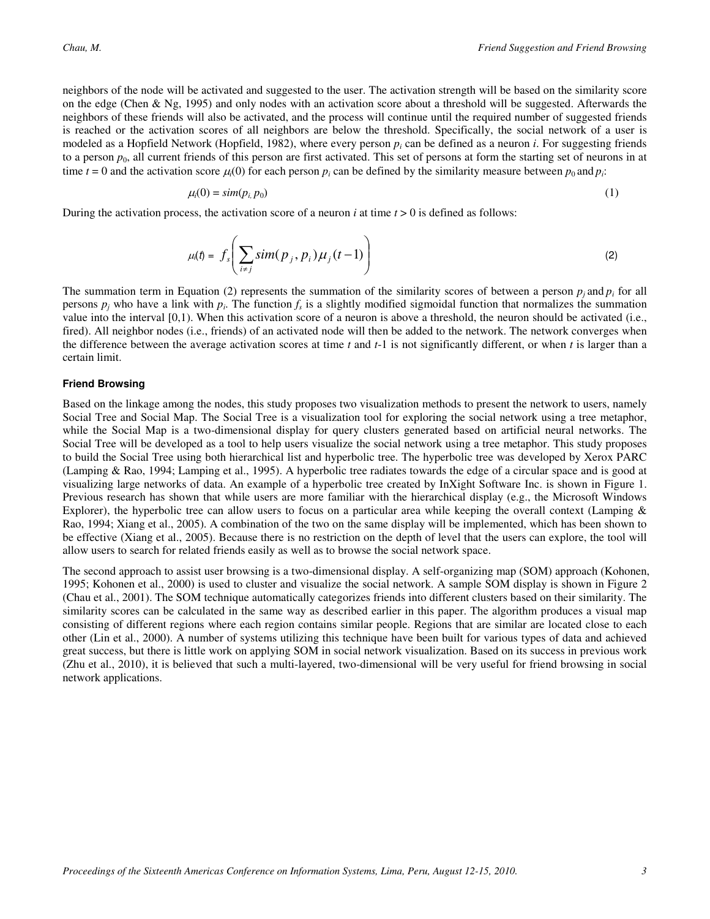neighbors of the node will be activated and suggested to the user. The activation strength will be based on the similarity score on the edge (Chen & Ng, 1995) and only nodes with an activation score about a threshold will be suggested. Afterwards the neighbors of these friends will also be activated, and the process will continue until the required number of suggested friends is reached or the activation scores of all neighbors are below the threshold. Specifically, the social network of a user is modeled as a Hopfield Network (Hopfield, 1982), where every person $p_i$ can be defined as a neuron $i$. For suggesting friends to a person $p_0$, all current friends of this person are first activated. This set of persons at form the starting set of neurons in at time $t = 0$ and the activation score $\mu_i(0)$ for each person $p_i$ can be defined by the similarity measure between $p_0$ and $p_i$:

$$\mu_i(0) = sim(p_i, p_0) \tag{1}$$

During the activation process, the activation score of a neuron $i$ at time $t > 0$ is defined as follows:

$$\mu_i(t) = f_s\left(\sum_{i \neq j} sim(p_j, p_i)\mu_j(t-1)\right) \tag{2}$$

The summation term in Equation (2) represents the summation of the similarity scores of between a person $p_j$ and $p_i$ for all persons $p_j$ who have a link with $p_i$. The function $f_s$ is a slightly modified sigmoidal function that normalizes the summation value into the interval [0,1). When this activation score of a neuron is above a threshold, the neuron should be activated (i.e., fired). All neighbor nodes (i.e., friends) of an activated node will then be added to the network. The network converges when the difference between the average activation scores at time $t$ and $t$-1 is not significantly different, or when $t$ is larger than a certain limit.

#### Friend Browsing

Based on the linkage among the nodes, this study proposes two visualization methods to present the network to users, namely Social Tree and Social Map. The Social Tree is a visualization tool for exploring the social network using a tree metaphor, while the Social Map is a two-dimensional display for query clusters generated based on artificial neural networks. The Social Tree will be developed as a tool to help users visualize the social network using a tree metaphor. This study proposes to build the Social Tree using both hierarchical list and hyperbolic tree. The hyperbolic tree was developed by Xerox PARC (Lamping & Rao, 1994; Lamping et al., 1995). A hyperbolic tree radiates towards the edge of a circular space and is good at visualizing large networks of data. An example of a hyperbolic tree created by InXight Software Inc. is shown in Figure 1. Previous research has shown that while users are more familiar with the hierarchical display (e.g., the Microsoft Windows Explorer), the hyperbolic tree can allow users to focus on a particular area while keeping the overall context (Lamping & Rao, 1994; Xiang et al., 2005). A combination of the two on the same display will be implemented, which has been shown to be effective (Xiang et al., 2005). Because there is no restriction on the depth of level that the users can explore, the tool will allow users to search for related friends easily as well as to browse the social network space.

The second approach to assist user browsing is a two-dimensional display. A self-organizing map (SOM) approach (Kohonen, 1995; Kohonen et al., 2000) is used to cluster and visualize the social network. A sample SOM display is shown in Figure 2 (Chau et al., 2001). The SOM technique automatically categorizes friends into different clusters based on their similarity. The similarity scores can be calculated in the same way as described earlier in this paper. The algorithm produces a visual map consisting of different regions where each region contains similar people. Regions that are similar are located close to each other (Lin et al., 2000). A number of systems utilizing this technique have been built for various types of data and achieved great success, but there is little work on applying SOM in social network visualization. Based on its success in previous work (Zhu et al., 2010), it is believed that such a multi-layered, two-dimensional will be very useful for friend browsing in social network applications.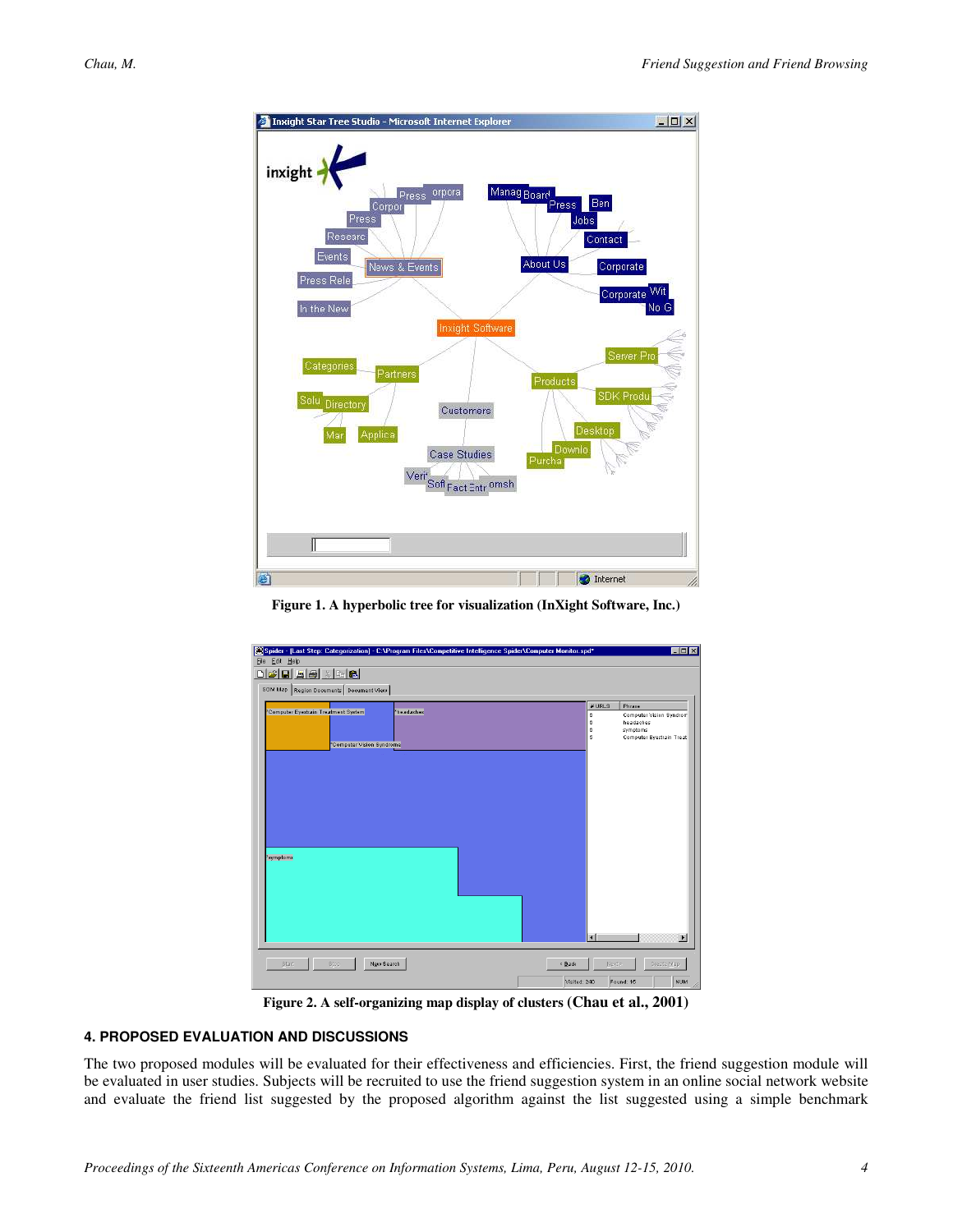Figure 1. A hyperbolic tree for visualization (InXight Software, Inc.)

Figure 2. A self-organizing map display of clusters (Chau et al., 2001)

### 4. PROPOSED EVALUATION AND DISCUSSIONS

The two proposed modules will be evaluated for their effectiveness and efficiencies. First, the friend suggestion module will be evaluated in user studies. Subjects will be recruited to use the friend suggestion system in an online social network website and evaluate the friend list suggested by the proposed algorithm against the list suggested using a simple benchmark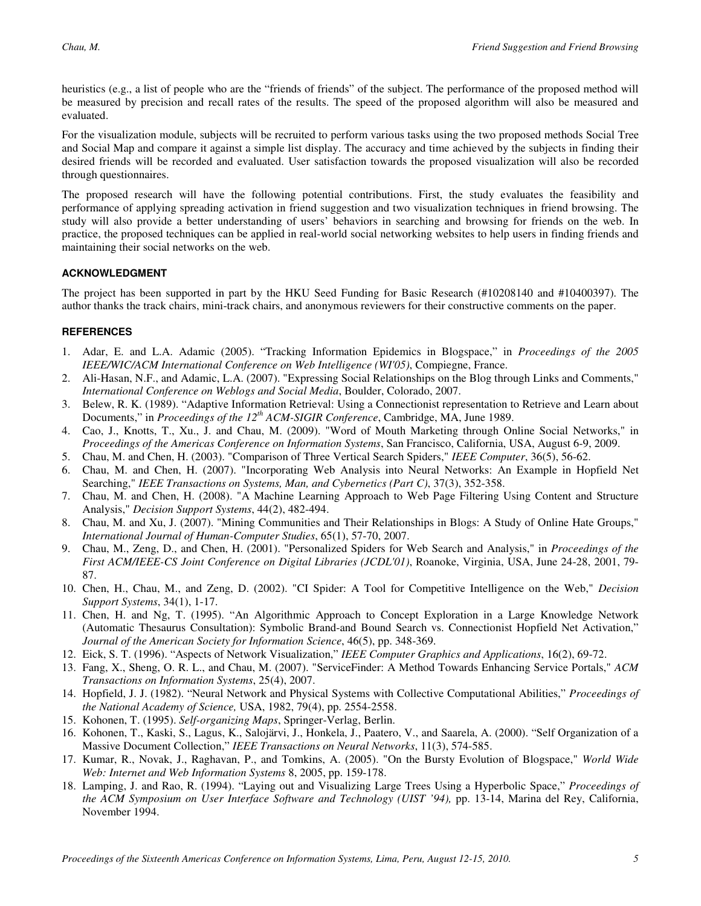heuristics (e.g., a list of people who are the "friends of friends" of the subject. The performance of the proposed method will be measured by precision and recall rates of the results. The speed of the proposed algorithm will also be measured and evaluated.

For the visualization module, subjects will be recruited to perform various tasks using the two proposed methods Social Tree and Social Map and compare it against a simple list display. The accuracy and time achieved by the subjects in finding their desired friends will be recorded and evaluated. User satisfaction towards the proposed visualization will also be recorded through questionnaires.

The proposed research will have the following potential contributions. First, the study evaluates the feasibility and performance of applying spreading activation in friend suggestion and two visualization techniques in friend browsing. The study will also provide a better understanding of users' behaviors in searching and browsing for friends on the web. In practice, the proposed techniques can be applied in real-world social networking websites to help users in finding friends and maintaining their social networks on the web.

## ACKNOWLEDGMENT

The project has been supported in part by the HKU Seed Funding for Basic Research (#10208140 and #10400397). The author thanks the track chairs, mini-track chairs, and anonymous reviewers for their constructive comments on the paper.

## REFERENCES

1. Adar, E. and L.A. Adamic (2005). "Tracking Information Epidemics in Blogspace," in *Proceedings of the 2005 IEEE/WIC/ACM International Conference on Web Intelligence (WI'05)*, Compiegne, France.
2. Ali-Hasan, N.F., and Adamic, L.A. (2007). "Expressing Social Relationships on the Blog through Links and Comments," *International Conference on Weblogs and Social Media*, Boulder, Colorado, 2007.
3. Belew, R. K. (1989). "Adaptive Information Retrieval: Using a Connectionist representation to Retrieve and Learn about Documents," in *Proceedings of the 12th ACM-SIGIR Conference*, Cambridge, MA, June 1989.
4. Cao, J., Knotts, T., Xu., J. and Chau, M. (2009). "Word of Mouth Marketing through Online Social Networks," in *Proceedings of the Americas Conference on Information Systems*, San Francisco, California, USA, August 6-9, 2009.
5. Chau, M. and Chen, H. (2003). "Comparison of Three Vertical Search Spiders," *IEEE Computer*, 36(5), 56-62.
6. Chau, M. and Chen, H. (2007). "Incorporating Web Analysis into Neural Networks: An Example in Hopfield Net Searching," *IEEE Transactions on Systems, Man, and Cybernetics (Part C)*, 37(3), 352-358.
7. Chau, M. and Chen, H. (2008). "A Machine Learning Approach to Web Page Filtering Using Content and Structure Analysis," *Decision Support Systems*, 44(2), 482-494.
8. Chau, M. and Xu, J. (2007). "Mining Communities and Their Relationships in Blogs: A Study of Online Hate Groups," *International Journal of Human-Computer Studies*, 65(1), 57-70, 2007.
9. Chau, M., Zeng, D., and Chen, H. (2001). "Personalized Spiders for Web Search and Analysis," in *Proceedings of the First ACM/IEEE-CS Joint Conference on Digital Libraries (JCDL'01)*, Roanoke, Virginia, USA, June 24-28, 2001, 79-87.
10. Chen, H., Chau, M., and Zeng, D. (2002). "CI Spider: A Tool for Competitive Intelligence on the Web," *Decision Support Systems*, 34(1), 1-17.
11. Chen, H. and Ng, T. (1995). "An Algorithmic Approach to Concept Exploration in a Large Knowledge Network (Automatic Thesaurus Consultation): Symbolic Brand-and Bound Search vs. Connectionist Hopfield Net Activation," *Journal of the American Society for Information Science*, 46(5), pp. 348-369.
12. Eick, S. T. (1996). "Aspects of Network Visualization," *IEEE Computer Graphics and Applications*, 16(2), 69-72.
13. Fang, X., Sheng, O. R. L., and Chau, M. (2007). "ServiceFinder: A Method Towards Enhancing Service Portals," *ACM Transactions on Information Systems*, 25(4), 2007.
14. Hopfield, J. J. (1982). "Neural Network and Physical Systems with Collective Computational Abilities," *Proceedings of the National Academy of Science,* USA, 1982, 79(4), pp. 2554-2558.
15. Kohonen, T. (1995). *Self-organizing Maps*, Springer-Verlag, Berlin.
16. Kohonen, T., Kaski, S., Lagus, K., Salojärvi, J., Honkela, J., Paatero, V., and Saarela, A. (2000). "Self Organization of a Massive Document Collection," *IEEE Transactions on Neural Networks*, 11(3), 574-585.
17. Kumar, R., Novak, J., Raghavan, P., and Tomkins, A. (2005). "On the Bursty Evolution of Blogspace," *World Wide Web: Internet and Web Information Systems* 8, 2005, pp. 159-178.
18. Lamping, J. and Rao, R. (1994). "Laying out and Visualizing Large Trees Using a Hyperbolic Space," *Proceedings of the ACM Symposium on User Interface Software and Technology (UIST '94),* pp. 13-14, Marina del Rey, California, November 1994.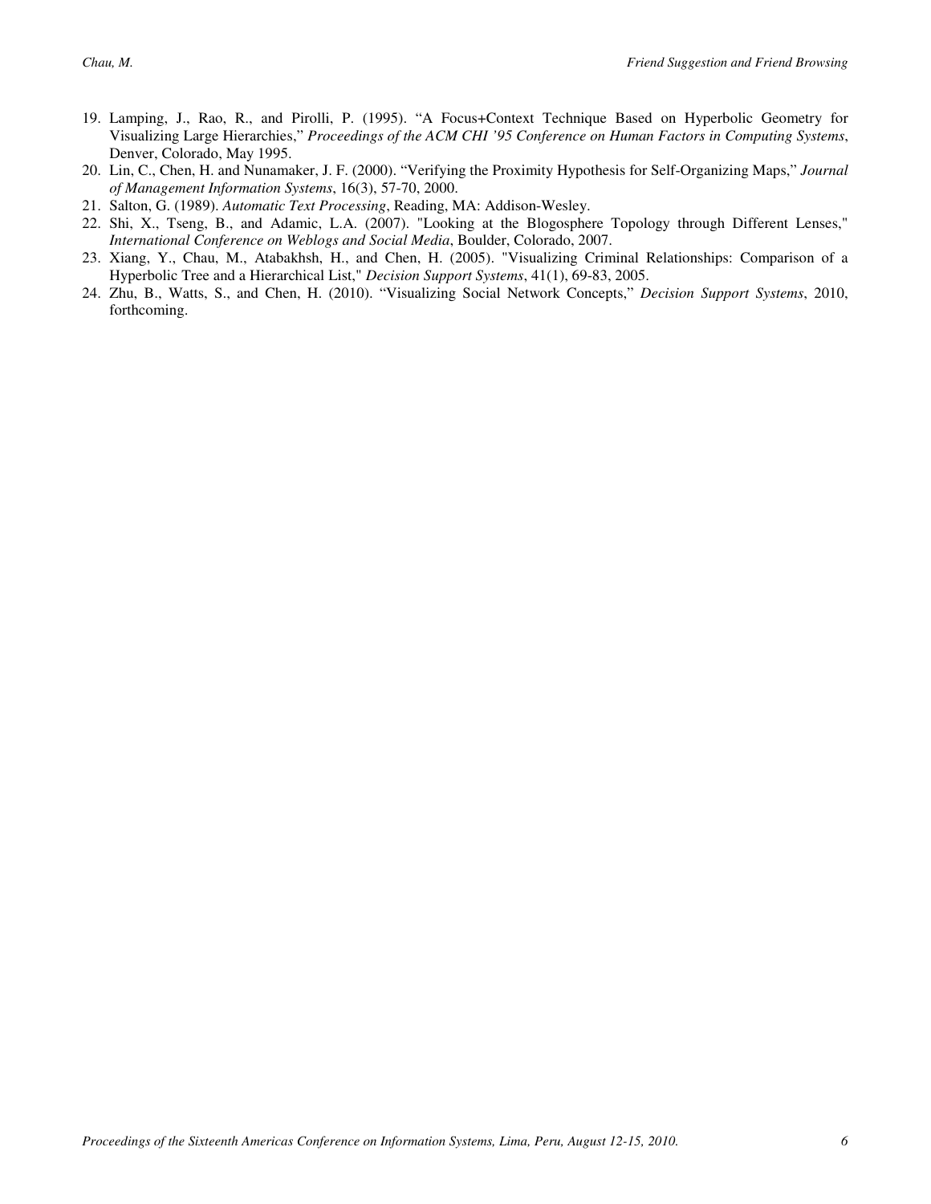19. Lamping, J., Rao, R., and Pirolli, P. (1995). "A Focus+Context Technique Based on Hyperbolic Geometry for Visualizing Large Hierarchies," *Proceedings of the ACM CHI '95 Conference on Human Factors in Computing Systems*, Denver, Colorado, May 1995.
20. Lin, C., Chen, H. and Nunamaker, J. F. (2000). "Verifying the Proximity Hypothesis for Self-Organizing Maps," *Journal of Management Information Systems*, 16(3), 57-70, 2000.
21. Salton, G. (1989). *Automatic Text Processing*, Reading, MA: Addison-Wesley.
22. Shi, X., Tseng, B., and Adamic, L.A. (2007). "Looking at the Blogosphere Topology through Different Lenses," *International Conference on Weblogs and Social Media*, Boulder, Colorado, 2007.
23. Xiang, Y., Chau, M., Atabakhsh, H., and Chen, H. (2005). "Visualizing Criminal Relationships: Comparison of a Hyperbolic Tree and a Hierarchical List," *Decision Support Systems*, 41(1), 69-83, 2005.
24. Zhu, B., Watts, S., and Chen, H. (2010). "Visualizing Social Network Concepts," *Decision Support Systems*, 2010, forthcoming.